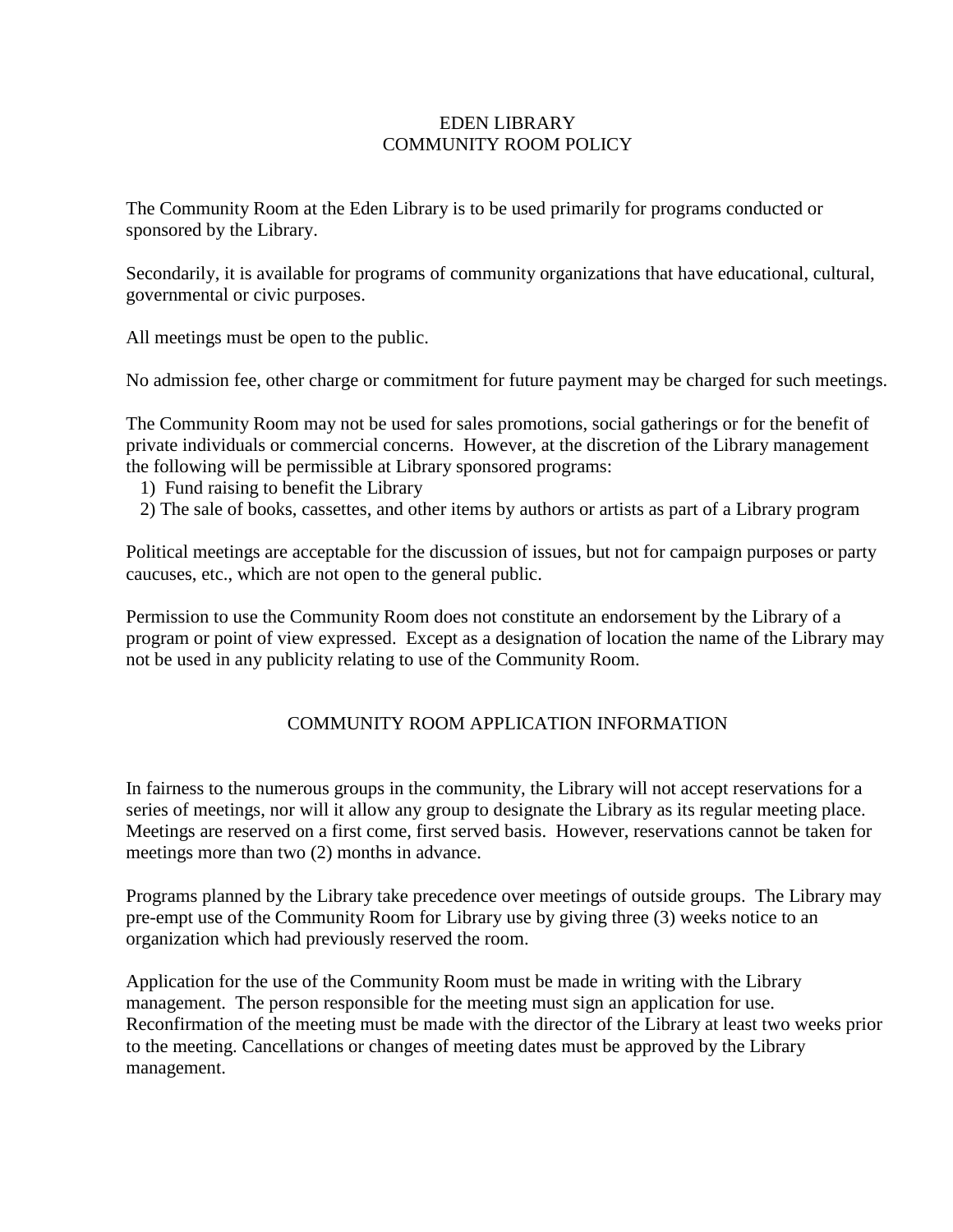# EDEN LIBRARY
# COMMUNITY ROOM POLICY

The Community Room at the Eden Library is to be used primarily for programs conducted or sponsored by the Library.

Secondarily, it is available for programs of community organizations that have educational, cultural, governmental or civic purposes.

All meetings must be open to the public.

No admission fee, other charge or commitment for future payment may be charged for such meetings.

The Community Room may not be used for sales promotions, social gatherings or for the benefit of private individuals or commercial concerns. However, at the discretion of the Library management the following will be permissible at Library sponsored programs:

1) Fund raising to benefit the Library
2) The sale of books, cassettes, and other items by authors or artists as part of a Library program

Political meetings are acceptable for the discussion of issues, but not for campaign purposes or party caucuses, etc., which are not open to the general public.

Permission to use the Community Room does not constitute an endorsement by the Library of a program or point of view expressed. Except as a designation of location the name of the Library may not be used in any publicity relating to use of the Community Room.

## COMMUNITY ROOM APPLICATION INFORMATION

In fairness to the numerous groups in the community, the Library will not accept reservations for a series of meetings, nor will it allow any group to designate the Library as its regular meeting place. Meetings are reserved on a first come, first served basis. However, reservations cannot be taken for meetings more than two (2) months in advance.

Programs planned by the Library take precedence over meetings of outside groups. The Library may pre-empt use of the Community Room for Library use by giving three (3) weeks notice to an organization which had previously reserved the room.

Application for the use of the Community Room must be made in writing with the Library management. The person responsible for the meeting must sign an application for use. Reconfirmation of the meeting must be made with the director of the Library at least two weeks prior to the meeting. Cancellations or changes of meeting dates must be approved by the Library management.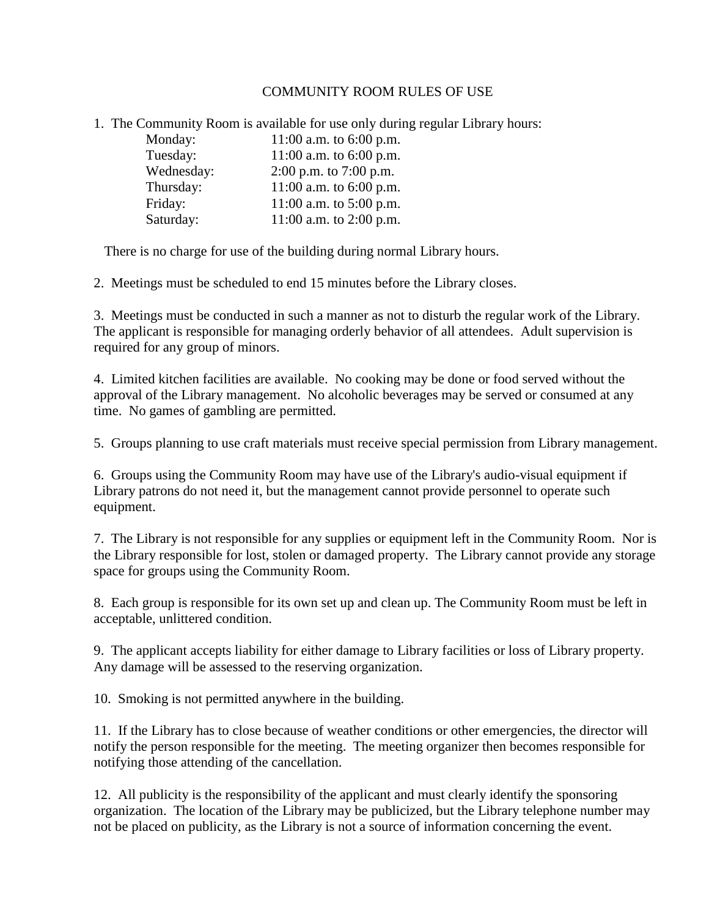# COMMUNITY ROOM RULES OF USE

1. The Community Room is available for use only during regular Library hours:

| | |
|---|---|
| Monday: | 11:00 a.m. to 6:00 p.m. |
| Tuesday: | 11:00 a.m. to 6:00 p.m. |
| Wednesday: | 2:00 p.m. to 7:00 p.m. |
| Thursday: | 11:00 a.m. to 6:00 p.m. |
| Friday: | 11:00 a.m. to 5:00 p.m. |
| Saturday: | 11:00 a.m. to 2:00 p.m. |

There is no charge for use of the building during normal Library hours.

2. Meetings must be scheduled to end 15 minutes before the Library closes.

3. Meetings must be conducted in such a manner as not to disturb the regular work of the Library. The applicant is responsible for managing orderly behavior of all attendees. Adult supervision is required for any group of minors.

4. Limited kitchen facilities are available. No cooking may be done or food served without the approval of the Library management. No alcoholic beverages may be served or consumed at any time. No games of gambling are permitted.

5. Groups planning to use craft materials must receive special permission from Library management.

6. Groups using the Community Room may have use of the Library's audio-visual equipment if Library patrons do not need it, but the management cannot provide personnel to operate such equipment.

7. The Library is not responsible for any supplies or equipment left in the Community Room. Nor is the Library responsible for lost, stolen or damaged property. The Library cannot provide any storage space for groups using the Community Room.

8. Each group is responsible for its own set up and clean up. The Community Room must be left in acceptable, unlittered condition.

9. The applicant accepts liability for either damage to Library facilities or loss of Library property. Any damage will be assessed to the reserving organization.

10. Smoking is not permitted anywhere in the building.

11. If the Library has to close because of weather conditions or other emergencies, the director will notify the person responsible for the meeting. The meeting organizer then becomes responsible for notifying those attending of the cancellation.

12. All publicity is the responsibility of the applicant and must clearly identify the sponsoring organization. The location of the Library may be publicized, but the Library telephone number may not be placed on publicity, as the Library is not a source of information concerning the event.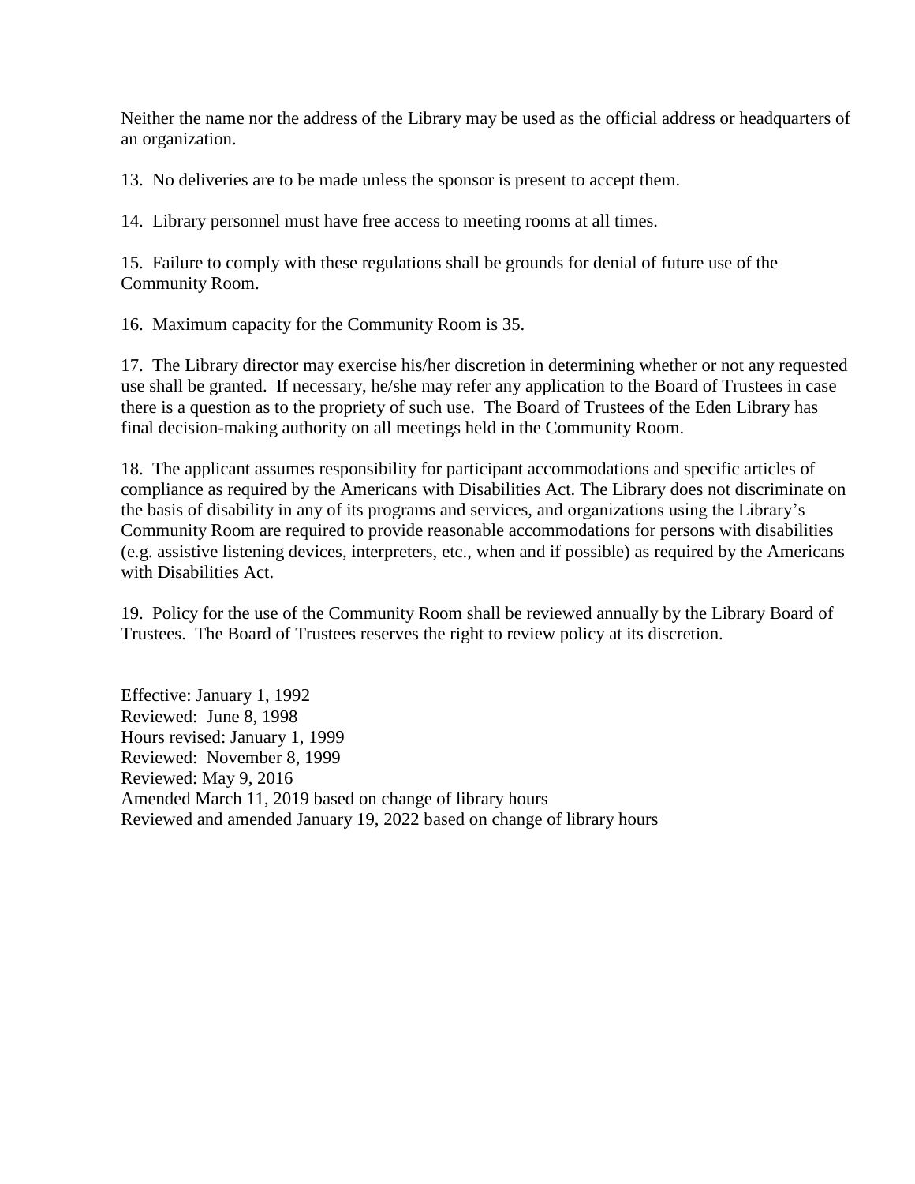Neither the name nor the address of the Library may be used as the official address or headquarters of an organization.

13. No deliveries are to be made unless the sponsor is present to accept them.

14. Library personnel must have free access to meeting rooms at all times.

15. Failure to comply with these regulations shall be grounds for denial of future use of the Community Room.

16. Maximum capacity for the Community Room is 35.

17. The Library director may exercise his/her discretion in determining whether or not any requested use shall be granted. If necessary, he/she may refer any application to the Board of Trustees in case there is a question as to the propriety of such use. The Board of Trustees of the Eden Library has final decision-making authority on all meetings held in the Community Room.

18. The applicant assumes responsibility for participant accommodations and specific articles of compliance as required by the Americans with Disabilities Act. The Library does not discriminate on the basis of disability in any of its programs and services, and organizations using the Library's Community Room are required to provide reasonable accommodations for persons with disabilities (e.g. assistive listening devices, interpreters, etc., when and if possible) as required by the Americans with Disabilities Act.

19. Policy for the use of the Community Room shall be reviewed annually by the Library Board of Trustees. The Board of Trustees reserves the right to review policy at its discretion.

Effective: January 1, 1992
Reviewed: June 8, 1998
Hours revised: January 1, 1999
Reviewed: November 8, 1999
Reviewed: May 9, 2016
Amended March 11, 2019 based on change of library hours
Reviewed and amended January 19, 2022 based on change of library hours